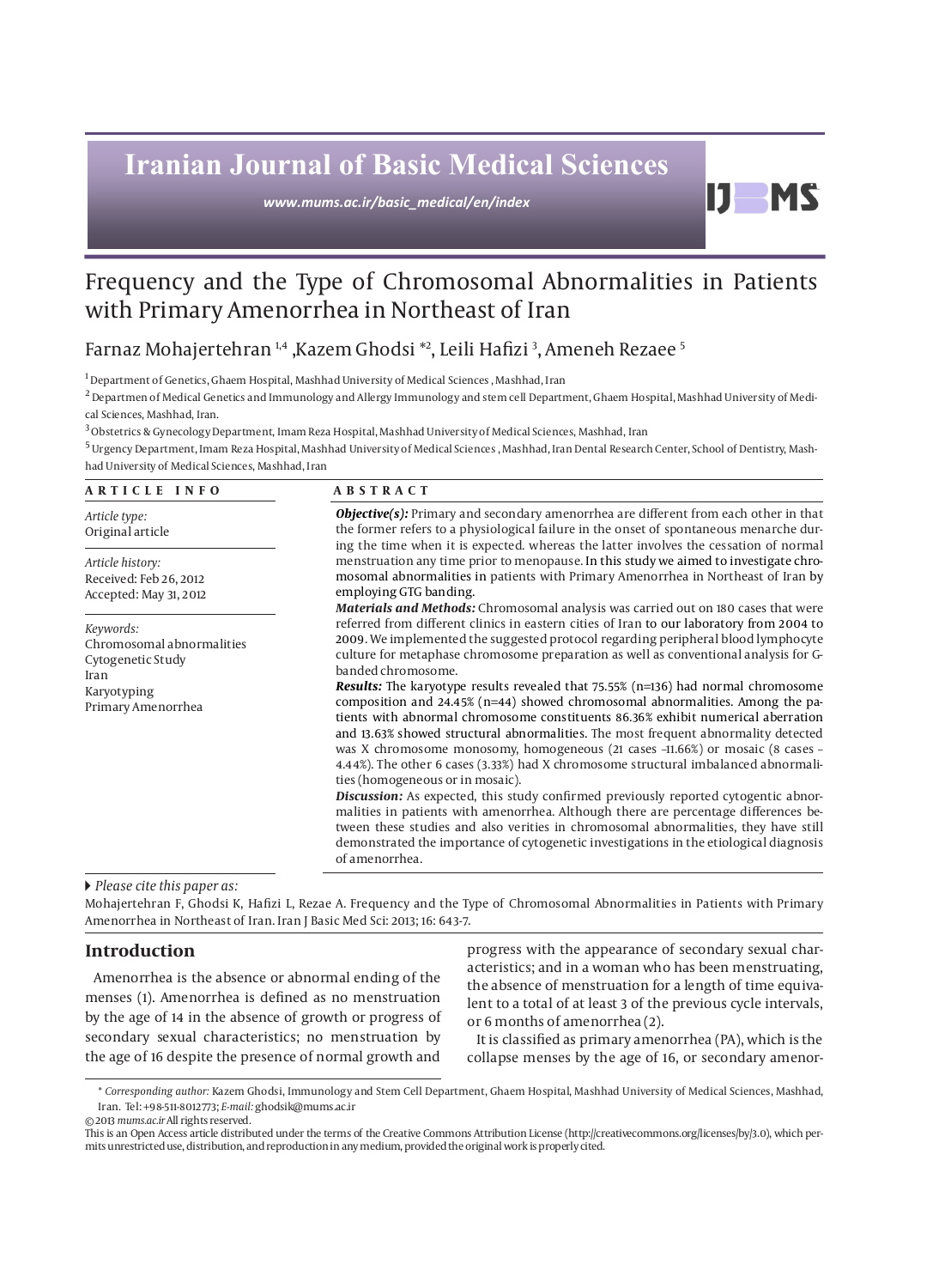# Iranian Journal of Basic Medical Sciences

*www.mums.ac.ir/basic_medical/en/index*

IJBMS

# Frequency and the Type of Chromosomal Abnormalities in Patients with Primary Amenorrhea in Northeast of Iran

Farnaz Mohajertehran [1,4], Kazem Ghodsi [*2], Leili Hafizi [3], Ameneh Rezaee [5]

[1] Department of Genetics, Ghaem Hospital, Mashhad University of Medical Sciences , Mashhad, Iran

[2] Departmen of Medical Genetics and Immunology and Allergy Immunology and stem cell Department, Ghaem Hospital, Mashhad University of Medical Sciences, Mashhad, Iran.

[3] Obstetrics & Gynecology Department, Imam Reza Hospital, Mashhad University of Medical Sciences, Mashhad, Iran

[5] Urgency Department, Imam Reza Hospital, Mashhad University of Medical Sciences , Mashhad, Iran Dental Research Center, School of Dentistry, Mashhad University of Medical Sciences, Mashhad, Iran

**ARTICLE INFO**

*Article type:*
Original article

*Article history:*
Received: Feb 26, 2012
Accepted: May 31, 2012

*Keywords:*
Chromosomal abnormalities
Cytogenetic Study
Iran
Karyotyping
Primary Amenorrhea

**ABSTRACT**

***Objective(s):*** Primary and secondary amenorrhea are different from each other in that the former refers to a physiological failure in the onset of spontaneous menarche during the time when it is expected. whereas the latter involves the cessation of normal menstruation any time prior to menopause. In this study we aimed to investigate chromosomal abnormalities in patients with Primary Amenorrhea in Northeast of Iran by employing GTG banding.

***Materials and Methods:*** Chromosomal analysis was carried out on 180 cases that were referred from different clinics in eastern cities of Iran to our laboratory from 2004 to 2009. We implemented the suggested protocol regarding peripheral blood lymphocyte culture for metaphase chromosome preparation as well as conventional analysis for G-banded chromosome.

***Results:*** The karyotype results revealed that 75.55% (n=136) had normal chromosome composition and 24.45% (n=44) showed chromosomal abnormalities. Among the patients with abnormal chromosome constituents 86.36% exhibit numerical aberration and 13.63% showed structural abnormalities. The most frequent abnormality detected was X chromosome monosomy, homogeneous (21 cases –11.66%) or mosaic (8 cases – 4.44%). The other 6 cases (3.33%) had X chromosome structural imbalanced abnormalities (homogeneous or in mosaic).

***Discussion:*** As expected, this study confirmed previously reported cytogentic abnormalities in patients with amenorrhea. Although there are percentage differences between these studies and also verities in chromosomal abnormalities, they have still demonstrated the importance of cytogenetic investigations in the etiological diagnosis of amenorrhea.

*Please cite this paper as:*

Mohajertehran F, Ghodsi K, Hafizi L, Rezae A. Frequency and the Type of Chromosomal Abnormalities in Patients with Primary Amenorrhea in Northeast of Iran. Iran J Basic Med Sci: 2013; 16: 643-7.

## Introduction

Amenorrhea is the absence or abnormal ending of the menses (1). Amenorrhea is defined as no menstruation by the age of 14 in the absence of growth or progress of secondary sexual characteristics; no menstruation by the age of 16 despite the presence of normal growth and progress with the appearance of secondary sexual characteristics; and in a woman who has been menstruating, the absence of menstruation for a length of time equivalent to a total of at least 3 of the previous cycle intervals, or 6 months of amenorrhea (2).

It is classified as primary amenorrhea (PA), which is the collapse menses by the age of 16, or secondary amenor-

\* *Corresponding author:* Kazem Ghodsi, Immunology and Stem Cell Department, Ghaem Hospital, Mashhad University of Medical Sciences, Mashhad, Iran. Tel: +98-511-8012773; *E-mail:* ghodsik@mums.ac.ir

© 2013 *mums.ac.ir* All rights reserved.

This is an Open Access article distributed under the terms of the Creative Commons Attribution License (http://creativecommons.org/licenses/by/3.0), which permits unrestricted use, distribution, and reproduction in any medium, provided the original work is properly cited.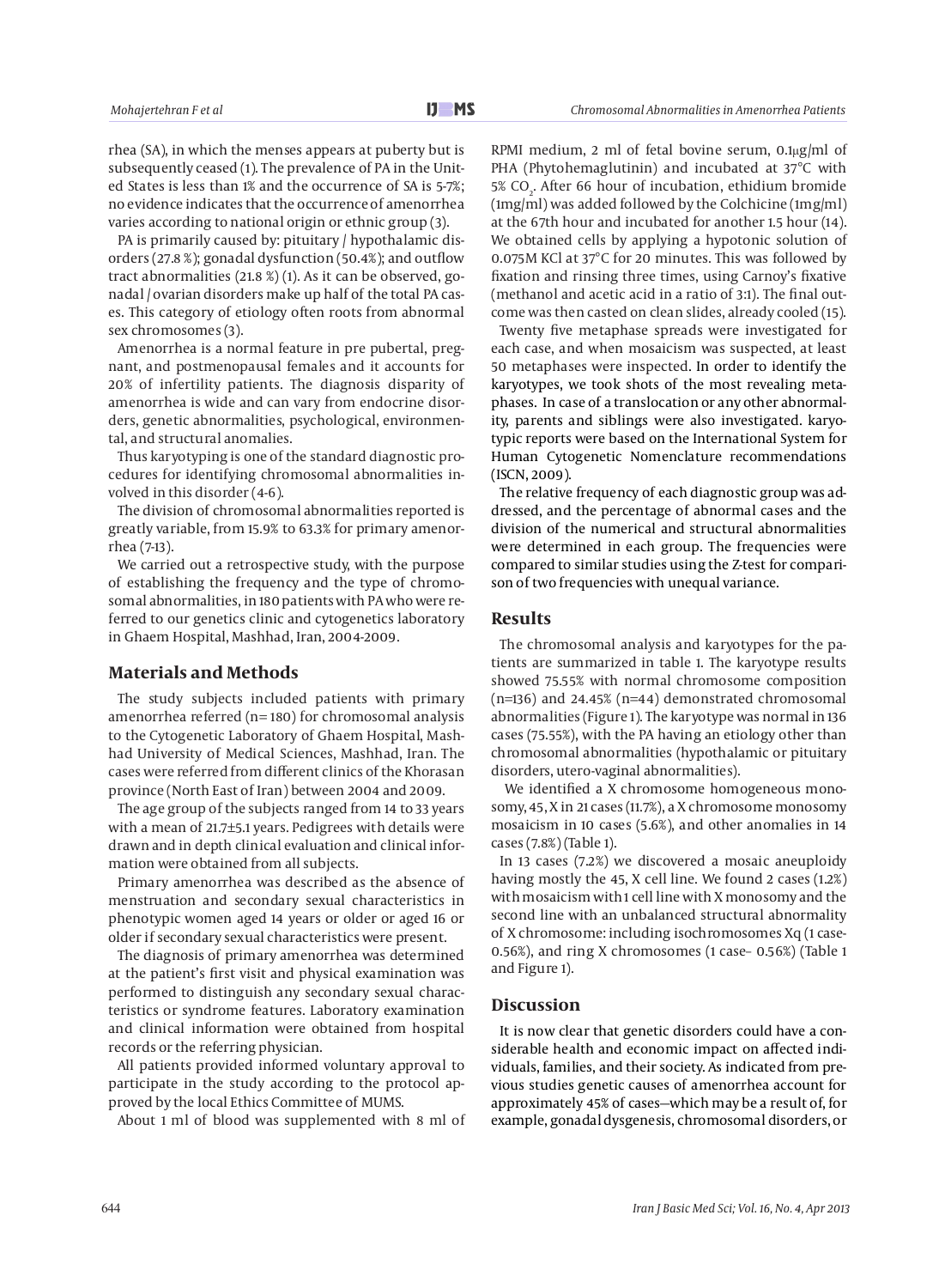rhea (SA), in which the menses appears at puberty but is subsequently ceased (1). The prevalence of PA in the United States is less than 1% and the occurrence of SA is 5-7%; no evidence indicates that the occurrence of amenorrhea varies according to national origin or ethnic group (3).

PA is primarily caused by: pituitary / hypothalamic disorders (27.8 %); gonadal dysfunction (50.4%); and outflow tract abnormalities (21.8 %) (1). As it can be observed, gonadal / ovarian disorders make up half of the total PA cases. This category of etiology often roots from abnormal sex chromosomes (3).

Amenorrhea is a normal feature in pre pubertal, pregnant, and postmenopausal females and it accounts for 20% of infertility patients. The diagnosis disparity of amenorrhea is wide and can vary from endocrine disorders, genetic abnormalities, psychological, environmental, and structural anomalies.

Thus karyotyping is one of the standard diagnostic procedures for identifying chromosomal abnormalities involved in this disorder (4-6).

The division of chromosomal abnormalities reported is greatly variable, from 15.9% to 63.3% for primary amenorrhea (7-13).

We carried out a retrospective study, with the purpose of establishing the frequency and the type of chromosomal abnormalities, in 180 patients with PA who were referred to our genetics clinic and cytogenetics laboratory in Ghaem Hospital, Mashhad, Iran, 2004-2009.

## Materials and Methods

The study subjects included patients with primary amenorrhea referred (n= 180) for chromosomal analysis to the Cytogenetic Laboratory of Ghaem Hospital, Mashhad University of Medical Sciences, Mashhad, Iran. The cases were referred from different clinics of the Khorasan province (North East of Iran) between 2004 and 2009.

The age group of the subjects ranged from 14 to 33 years with a mean of 21.7±5.1 years. Pedigrees with details were drawn and in depth clinical evaluation and clinical information were obtained from all subjects.

Primary amenorrhea was described as the absence of menstruation and secondary sexual characteristics in phenotypic women aged 14 years or older or aged 16 or older if secondary sexual characteristics were present.

The diagnosis of primary amenorrhea was determined at the patient's first visit and physical examination was performed to distinguish any secondary sexual characteristics or syndrome features. Laboratory examination and clinical information were obtained from hospital records or the referring physician.

All patients provided informed voluntary approval to participate in the study according to the protocol approved by the local Ethics Committee of MUMS.

About 1 ml of blood was supplemented with 8 ml of RPMI medium, 2 ml of fetal bovine serum, 0.1µg/ml of PHA (Phytohemaglutinin) and incubated at 37°C with 5% $CO_2$. After 66 hour of incubation, ethidium bromide (1mg/ml) was added followed by the Colchicine (1mg/ml) at the 67th hour and incubated for another 1.5 hour (14). We obtained cells by applying a hypotonic solution of 0.075M KCl at 37°C for 20 minutes. This was followed by fixation and rinsing three times, using Carnoy's fixative (methanol and acetic acid in a ratio of 3:1). The final outcome was then casted on clean slides, already cooled (15).

Twenty five metaphase spreads were investigated for each case, and when mosaicism was suspected, at least 50 metaphases were inspected. In order to identify the karyotypes, we took shots of the most revealing metaphases. In case of a translocation or any other abnormality, parents and siblings were also investigated. karyotypic reports were based on the International System for Human Cytogenetic Nomenclature recommendations (ISCN, 2009).

The relative frequency of each diagnostic group was addressed, and the percentage of abnormal cases and the division of the numerical and structural abnormalities were determined in each group. The frequencies were compared to similar studies using the Z-test for comparison of two frequencies with unequal variance.

## Results

The chromosomal analysis and karyotypes for the patients are summarized in table 1. The karyotype results showed 75.55% with normal chromosome composition (n=136) and 24.45% (n=44) demonstrated chromosomal abnormalities (Figure 1). The karyotype was normal in 136 cases (75.55%), with the PA having an etiology other than chromosomal abnormalities (hypothalamic or pituitary disorders, utero-vaginal abnormalities).

We identified a X chromosome homogeneous monosomy, 45, X in 21 cases (11.7%), a X chromosome monosomy mosaicism in 10 cases (5.6%), and other anomalies in 14 cases (7.8%) (Table 1).

In 13 cases (7.2%) we discovered a mosaic aneuploidy having mostly the 45, X cell line. We found 2 cases (1.2%) with mosaicism with 1 cell line with X monosomy and the second line with an unbalanced structural abnormality of X chromosome: including isochromosomes Xq (1 case-0.56%), and ring X chromosomes (1 case– 0.56%) (Table 1 and Figure 1).

## Discussion

It is now clear that genetic disorders could have a considerable health and economic impact on affected individuals, families, and their society. As indicated from previous studies genetic causes of amenorrhea account for approximately 45% of cases—which may be a result of, for example, gonadal dysgenesis, chromosomal disorders, or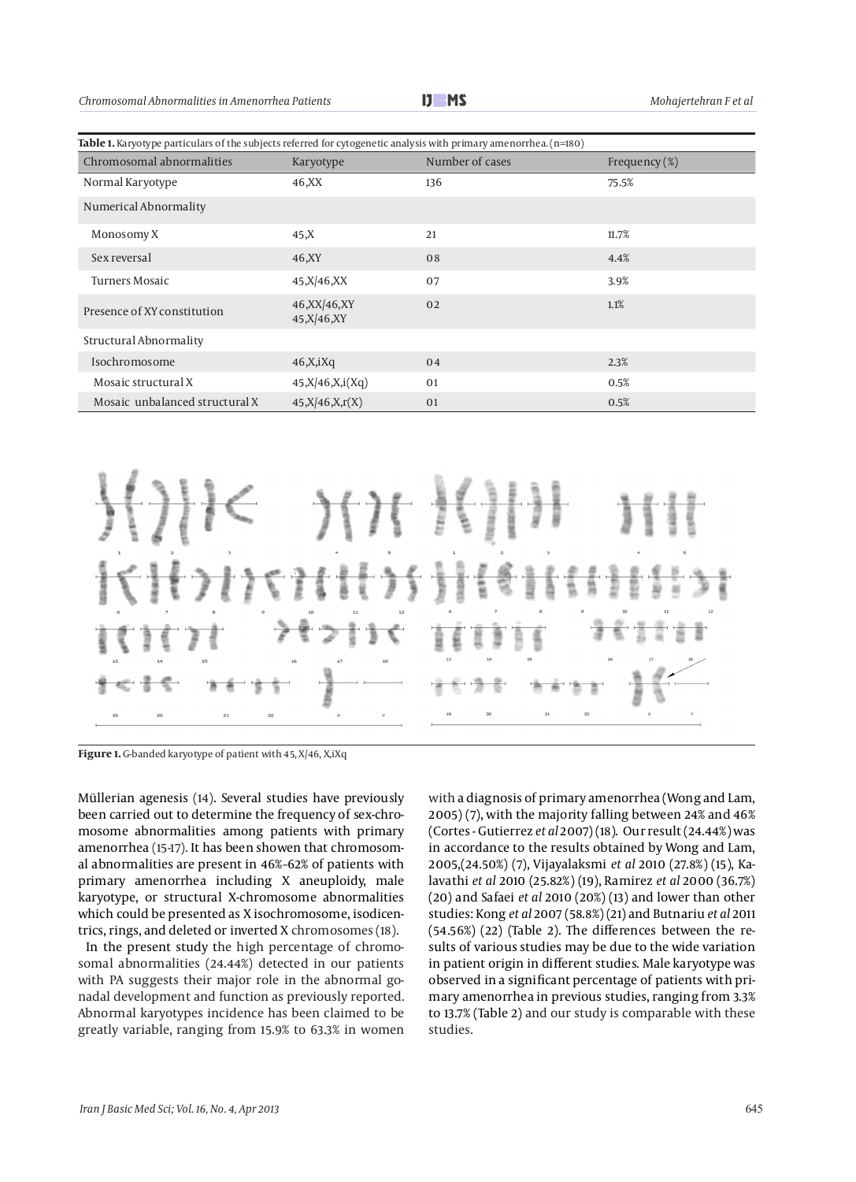**Table 1.** Karyotype particulars of the subjects referred for cytogenetic analysis with primary amenorrhea. (n=180)

| Chromosomal abnormalities | Karyotype | Number of cases | Frequency (%) |
|---|---|---|---|
| Normal Karyotype | 46,XX | 136 | 75.5% |
| Numerical Abnormality | | | |
| Monosomy X | 45,X | 21 | 11.7% |
| Sex reversal | 46,XY | 08 | 4.4% |
| Turners Mosaic | 45,X/46,XX | 07 | 3.9% |
| Presence of XY constitution | 46,XX/46,XY 45,X/46,XY | 02 | 1.1% |
| Structural Abnormality | | | |
| Isochromosome | 46,X,iXq | 04 | 2.3% |
| Mosaic structural X | 45,X/46,X,i(Xq) | 01 | 0.5% |
| Mosaic unbalanced structural X | 45,X/46,X,r(X) | 01 | 0.5% |

**Figure 1.** G-banded karyotype of patient with 45, X/46, X,iXq

Müllerian agenesis (14). Several studies have previously been carried out to determine the frequency of sex-chromosome abnormalities among patients with primary amenorrhea (15-17). It has been showen that chromosomal abnormalities are present in 46%–62% of patients with primary amenorrhea including X aneuploidy, male karyotype, or structural X-chromosome abnormalities which could be presented as X isochromosome, isodicentrics, rings, and deleted or inverted X chromosomes (18).

In the present study the high percentage of chromosomal abnormalities (24.44%) detected in our patients with PA suggests their major role in the abnormal gonadal development and function as previously reported. Abnormal karyotypes incidence has been claimed to be greatly variable, ranging from 15.9% to 63.3% in women with a diagnosis of primary amenorrhea (Wong and Lam, 2005) (7), with the majority falling between 24% and 46% (Cortes - Gutierrez *et al* 2007) (18). Our result (24.44%) was in accordance to the results obtained by Wong and Lam, 2005,(24.50%) (7), Vijayalaksmi *et al* 2010 (27.8%) (15), Kalavathi *et al* 2010 (25.82%) (19), Ramirez *et al* 2000 (36.7%) (20) and Safaei *et al* 2010 (20%) (13) and lower than other studies: Kong *et al* 2007 (58.8%) (21) and Butnariu *et al* 2011 (54.56%) (22) (Table 2). The differences between the results of various studies may be due to the wide variation in patient origin in different studies. Male karyotype was observed in a significant percentage of patients with primary amenorrhea in previous studies, ranging from 3.3% to 13.7% (Table 2) and our study is comparable with these studies.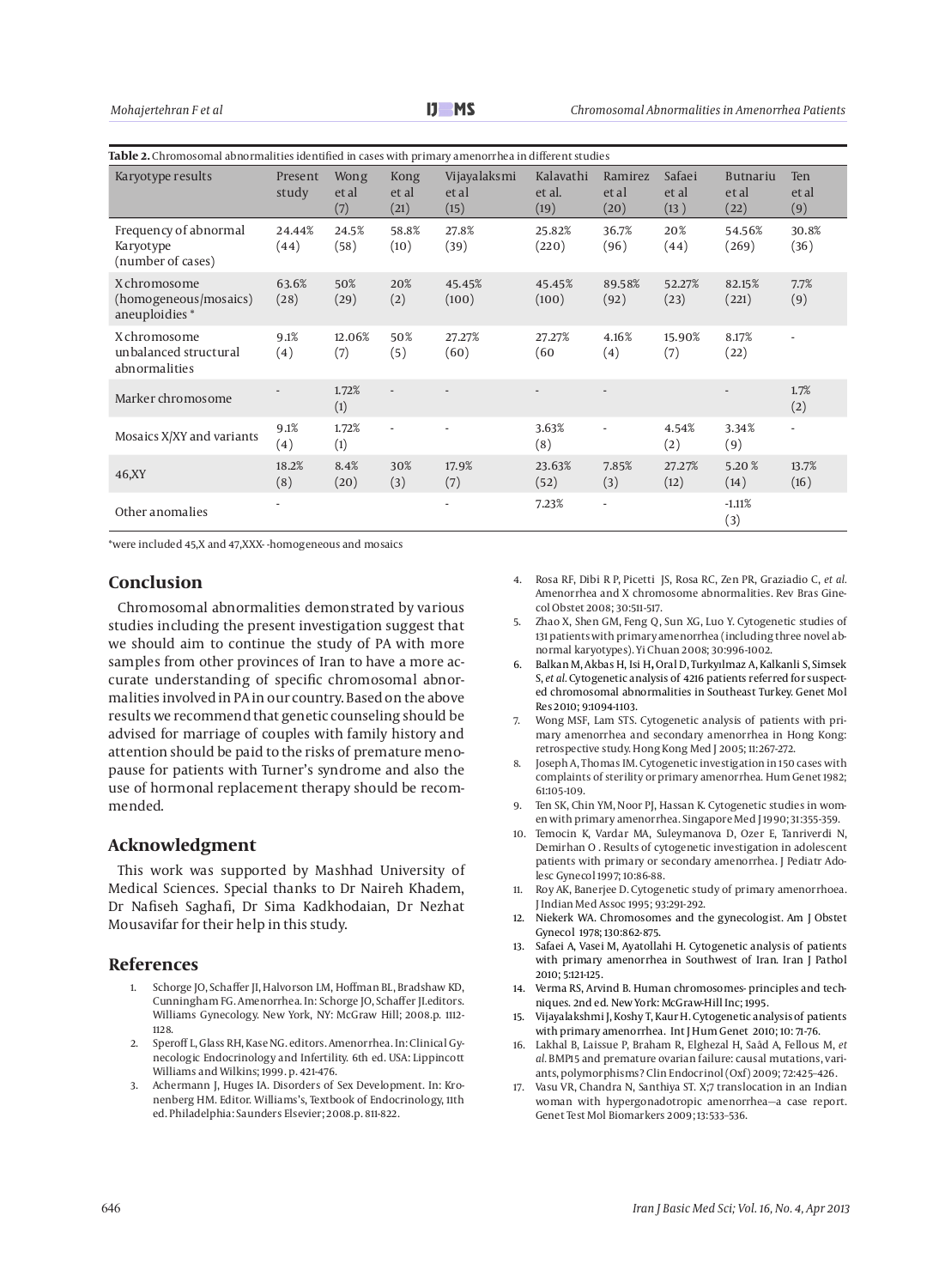**Table 2.** Chromosomal abnormalities identified in cases with primary amenorrhea in different studies

| Karyotype results | Present study | Wong et al (7) | Kong et al (21) | Vijayalaksmi et al (15) | Kalavathi et al. (19) | Ramirez et al (20) | Safaei et al (13 ) | Butnariu et al (22) | Ten et al (9) |
|---|---|---|---|---|---|---|---|---|---|
| Frequency of abnormal Karyotype (number of cases) | 24.44% (44) | 24.5% (58) | 58.8% (10) | 27.8% (39) | 25.82% (220) | 36.7% (96) | 20% (44) | 54.56% (269) | 30.8% (36) |
| X chromosome (homogeneous/mosaics) aneuploidies * | 63.6% (28) | 50% (29) | 20% (2) | 45.45% (100) | 45.45% (100) | 89.58% (92) | 52.27% (23) | 82.15% (221) | 7.7% (9) |
| X chromosome unbalanced structural abnormalities | 9.1% (4) | 12.06% (7) | 50% (5) | 27.27% (60) | 27.27% (60 | 4.16% (4) | 15.90% (7) | 8.17% (22) | - |
| Marker chromosome | - | 1.72% (1) | - | - | - | - | | - | 1.7% (2) |
| Mosaics X/XY and variants | 9.1% (4) | 1.72% (1) | - | - | 3.63% (8) | - | 4.54% (2) | 3.34% (9) | - |
| 46,XY | 18.2% (8) | 8.4% (20) | 30% (3) | 17.9% (7) | 23.63% (52) | 7.85% (3) | 27.27% (12) | 5.20 % (14) | 13.7% (16) |
| Other anomalies | - | | | - | 7.23% | - | | -1.11% (3) | |

*were included 45,X and 47,XXX- -homogeneous and mosaics

## Conclusion

Chromosomal abnormalities demonstrated by various studies including the present investigation suggest that we should aim to continue the study of PA with more samples from other provinces of Iran to have a more accurate understanding of specific chromosomal abnormalities involved in PA in our country. Based on the above results we recommend that genetic counseling should be advised for marriage of couples with family history and attention should be paid to the risks of premature menopause for patients with Turner's syndrome and also the use of hormonal replacement therapy should be recommended.

## Acknowledgment

This work was supported by Mashhad University of Medical Sciences. Special thanks to Dr Naireh Khadem, Dr Nafiseh Saghafi, Dr Sima Kadkhodaian, Dr Nezhat Mousavifar for their help in this study.

## References

1. Schorge JO, Schaffer JI, Halvorson LM, Hoffman BL, Bradshaw KD, Cunningham FG. Amenorrhea. In: Schorge JO, Schaffer JI.editors. Williams Gynecology. New York, NY: McGraw Hill; 2008.p. 1112-1128.
2. Speroff L, Glass RH, Kase NG. editors. Amenorrhea. In: Clinical Gynecologic Endocrinology and Infertility. 6th ed. USA: Lippincott Williams and Wilkins; 1999. p. 421-476.
3. Achermann J, Huges IA. Disorders of Sex Development. In: Kronenberg HM. Editor. Williams's, Textbook of Endocrinology, 11th ed. Philadelphia: Saunders Elsevier; 2008.p. 811-822.
4. Rosa RF, Dibi R P, Picetti JS, Rosa RC, Zen PR, Graziadio C, *et al.* Amenorrhea and X chromosome abnormalities. Rev Bras Ginecol Obstet 2008; 30:511-517.
5. Zhao X, Shen GM, Feng Q, Sun XG, Luo Y. Cytogenetic studies of 131 patients with primary amenorrhea (including three novel abnormal karyotypes). Yi Chuan 2008; 30:996-1002.
6. Balkan M, Akbas H, Isi H, Oral D, Turkyılmaz A, Kalkanli S, Simsek S, *et al.* Cytogenetic analysis of 4216 patients referred for suspected chromosomal abnormalities in Southeast Turkey. Genet Mol Res 2010; 9:1094-1103.
7. Wong MSF, Lam STS. Cytogenetic analysis of patients with primary amenorrhea and secondary amenorrhea in Hong Kong: retrospective study. Hong Kong Med J 2005; 11:267-272.
8. Joseph A, Thomas IM. Cytogenetic investigation in 150 cases with complaints of sterility or primary amenorrhea. Hum Genet 1982; 61:105-109.
9. Ten SK, Chin YM, Noor PJ, Hassan K. Cytogenetic studies in women with primary amenorrhea. Singapore Med J 1990; 31:355-359.
10. Temocin K, Vardar MA, Suleymanova D, Ozer E, Tanriverdi N, Demirhan O . Results of cytogenetic investigation in adolescent patients with primary or secondary amenorrhea. J Pediatr Adolesc Gynecol 1997; 10:86-88.
11. Roy AK, Banerjee D. Cytogenetic study of primary amenorrhoea. J Indian Med Assoc 1995; 93:291-292.
12. Niekerk WA. Chromosomes and the gynecologist. Am J Obstet Gynecol 1978; 130:862-875.
13. Safaei A, Vasei M, Ayatollahi H. Cytogenetic analysis of patients with primary amenorrhea in Southwest of Iran. Iran J Pathol 2010; 5:121-125.
14. Verma RS, Arvind B. Human chromosomes- principles and techniques. 2nd ed. New York: McGraw-Hill Inc; 1995.
15. Vijayalakshmi J, Koshy T, Kaur H. Cytogenetic analysis of patients with primary amenorrhea. Int J Hum Genet 2010; 10: 71-76.
16. Lakhal B, Laissue P, Braham R, Elghezal H, Saâd A, Fellous M, *et al.* BMP15 and premature ovarian failure: causal mutations, variants, polymorphisms? Clin Endocrinol (Oxf) 2009; 72:425–426.
17. Vasu VR, Chandra N, Santhiya ST. X;7 translocation in an Indian woman with hypergonadotropic amenorrhea—a case report. Genet Test Mol Biomarkers 2009; 13:533–536.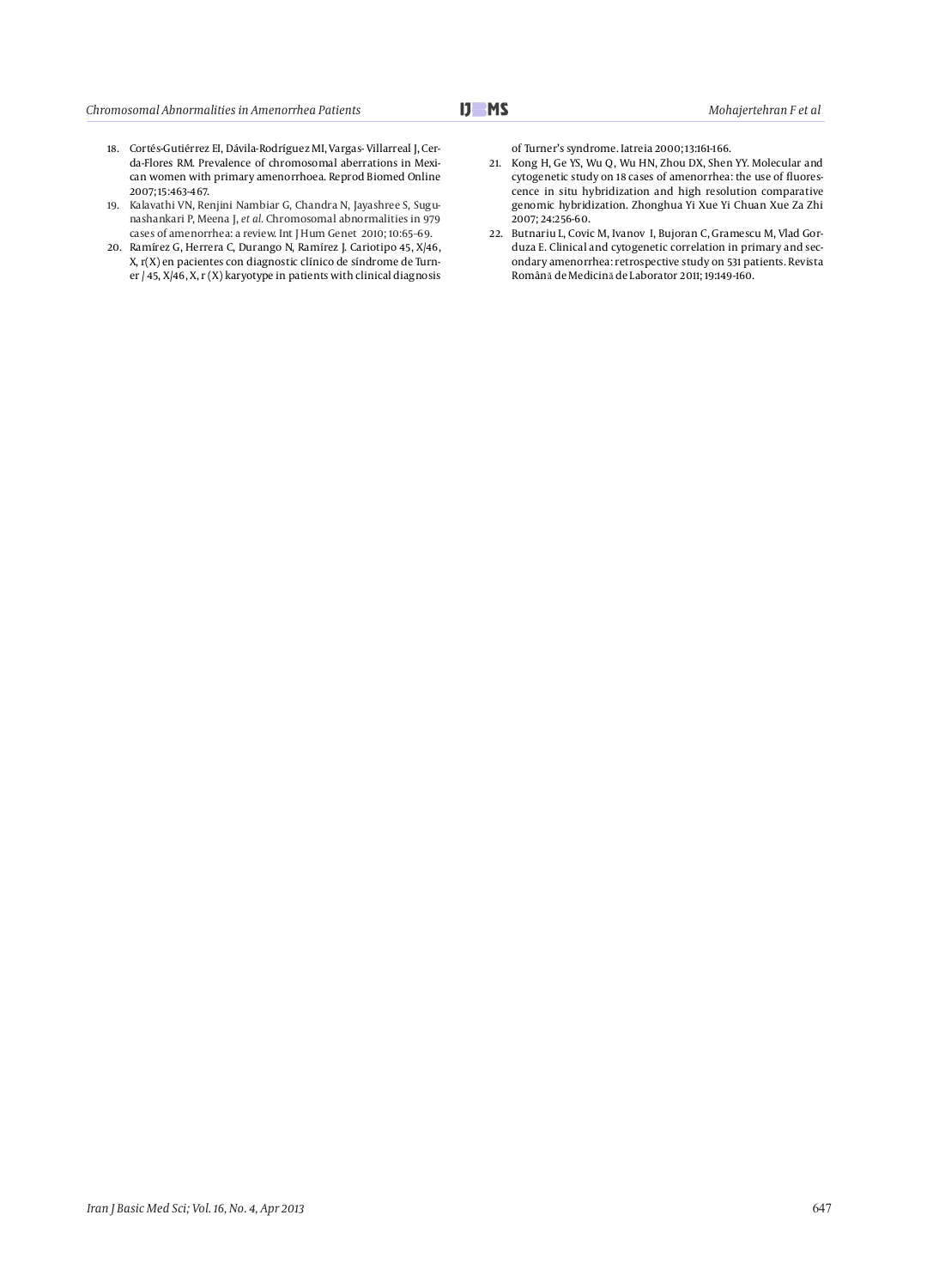18. Cortés-Gutiérrez EI, Dávila-Rodríguez MI, Vargas- Villarreal J, Cerda-Flores RM. Prevalence of chromosomal aberrations in Mexican women with primary amenorrhoea. Reprod Biomed Online 2007;15:463-467.
19. Kalavathi VN, Renjini Nambiar G, Chandra N, Jayashree S, Sugunashankari P, Meena J, *et al*. Chromosomal abnormalities in 979 cases of amenorrhea: a review. Int J Hum Genet 2010;10:65-69.
20. Ramírez G, Herrera C, Durango N, Ramírez J. Cariotipo 45, X/46, X, r(X) en pacientes con diagnostic clínico de síndrome de Turner / 45, X/46, X, r (X) karyotype in patients with clinical diagnosis of Turner's syndrome. Iatreia 2000;13:161-166.
21. Kong H, Ge YS, Wu Q, Wu HN, Zhou DX, Shen YY. Molecular and cytogenetic study on 18 cases of amenorrhea: the use of fluorescence in situ hybridization and high resolution comparative genomic hybridization. Zhonghua Yi Xue Yi Chuan Xue Za Zhi 2007; 24:256-60.
22. Butnariu L, Covic M, Ivanov I, Bujoran C, Gramescu M, Vlad Gorduza E. Clinical and cytogenetic correlation in primary and secondary amenorrhea: retrospective study on 531 patients. Revista Română de Medicină de Laborator 2011; 19:149-160.